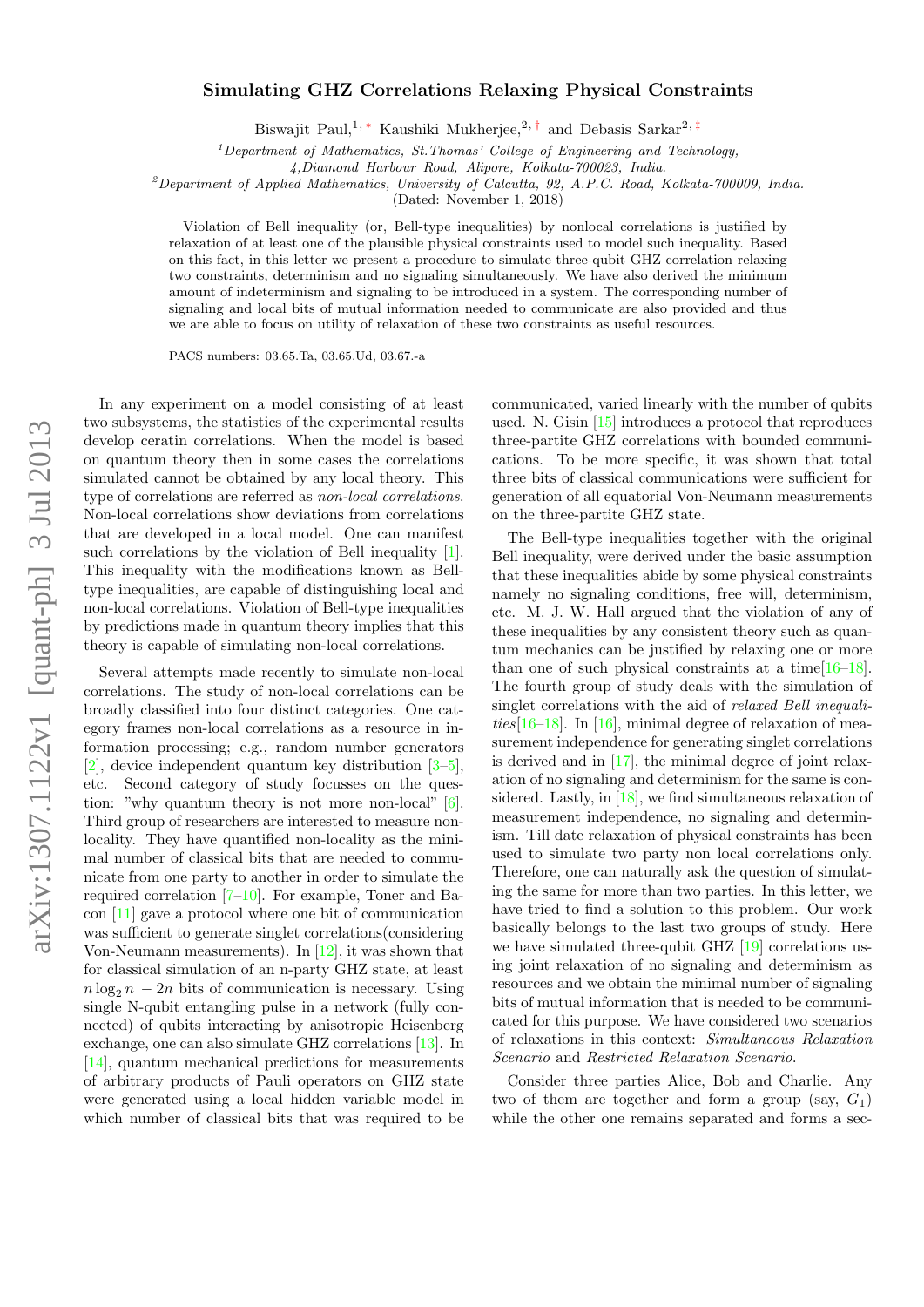# Simulating GHZ Correlations Relaxing Physical Constraints

Biswajit Paul,[1,*] Kaushiki Mukherjee,[2,†] and Debasis Sarkar[2,‡]

[1] Department of Mathematics, St.Thomas' College of Engineering and Technology, 4,Diamond Harbour Road, Alipore, Kolkata-700023, India.

[2] Department of Applied Mathematics, University of Calcutta, 92, A.P.C. Road, Kolkata-700009, India.

(Dated: November 1, 2018)

Violation of Bell inequality (or, Bell-type inequalities) by nonlocal correlations is justified by relaxation of at least one of the plausible physical constraints used to model such inequality. Based on this fact, in this letter we present a procedure to simulate three-qubit GHZ correlation relaxing two constraints, determinism and no signaling simultaneously. We have also derived the minimum amount of indeterminism and signaling to be introduced in a system. The corresponding number of signaling and local bits of mutual information needed to communicate are also provided and thus we are able to focus on utility of relaxation of these two constraints as useful resources.

PACS numbers: 03.65.Ta, 03.65.Ud, 03.67.-a

In any experiment on a model consisting of at least two subsystems, the statistics of the experimental results develop ceratin correlations. When the model is based on quantum theory then in some cases the correlations simulated cannot be obtained by any local theory. This type of correlations are referred as *non-local correlations*. Non-local correlations show deviations from correlations that are developed in a local model. One can manifest such correlations by the violation of Bell inequality [1]. This inequality with the modifications known as Bell-type inequalities, are capable of distinguishing local and non-local correlations. Violation of Bell-type inequalities by predictions made in quantum theory implies that this theory is capable of simulating non-local correlations.

Several attempts made recently to simulate non-local correlations. The study of non-local correlations can be broadly classified into four distinct categories. One category frames non-local correlations as a resource in information processing; e.g., random number generators [2], device independent quantum key distribution [3–5], etc. Second category of study focusses on the question: "why quantum theory is not more non-local" [6]. Third group of researchers are interested to measure nonlocality. They have quantified non-locality as the minimal number of classical bits that are needed to communicate from one party to another in order to simulate the required correlation [7–10]. For example, Toner and Bacon [11] gave a protocol where one bit of communication was sufficient to generate singlet correlations(considering Von-Neumann measurements). In [12], it was shown that for classical simulation of an n-party GHZ state, at least $n\log_2 n - 2n$ bits of communication is necessary. Using single N-qubit entangling pulse in a network (fully connected) of qubits interacting by anisotropic Heisenberg exchange, one can also simulate GHZ correlations [13]. In [14], quantum mechanical predictions for measurements of arbitrary products of Pauli operators on GHZ state were generated using a local hidden variable model in which number of classical bits that was required to be communicated, varied linearly with the number of qubits used. N. Gisin [15] introduces a protocol that reproduces three-partite GHZ correlations with bounded communications. To be more specific, it was shown that total three bits of classical communications were sufficient for generation of all equatorial Von-Neumann measurements on the three-partite GHZ state.

The Bell-type inequalities together with the original Bell inequality, were derived under the basic assumption that these inequalities abide by some physical constraints namely no signaling conditions, free will, determinism, etc. M. J. W. Hall argued that the violation of any of these inequalities by any consistent theory such as quantum mechanics can be justified by relaxing one or more than one of such physical constraints at a time[16–18]. The fourth group of study deals with the simulation of singlet correlations with the aid of *relaxed Bell inequalities*[16–18]. In [16], minimal degree of relaxation of measurement independence for generating singlet correlations is derived and in [17], the minimal degree of joint relaxation of no signaling and determinism for the same is considered. Lastly, in [18], we find simultaneous relaxation of measurement independence, no signaling and determinism. Till date relaxation of physical constraints has been used to simulate two party non local correlations only. Therefore, one can naturally ask the question of simulating the same for more than two parties. In this letter, we have tried to find a solution to this problem. Our work basically belongs to the last two groups of study. Here we have simulated three-qubit GHZ [19] correlations using joint relaxation of no signaling and determinism as resources and we obtain the minimal number of signaling bits of mutual information that is needed to be communicated for this purpose. We have considered two scenarios of relaxations in this context: *Simultaneous Relaxation Scenario* and *Restricted Relaxation Scenario.*

Consider three parties Alice, Bob and Charlie. Any two of them are together and form a group (say, $G_1$) while the other one remains separated and forms a sec-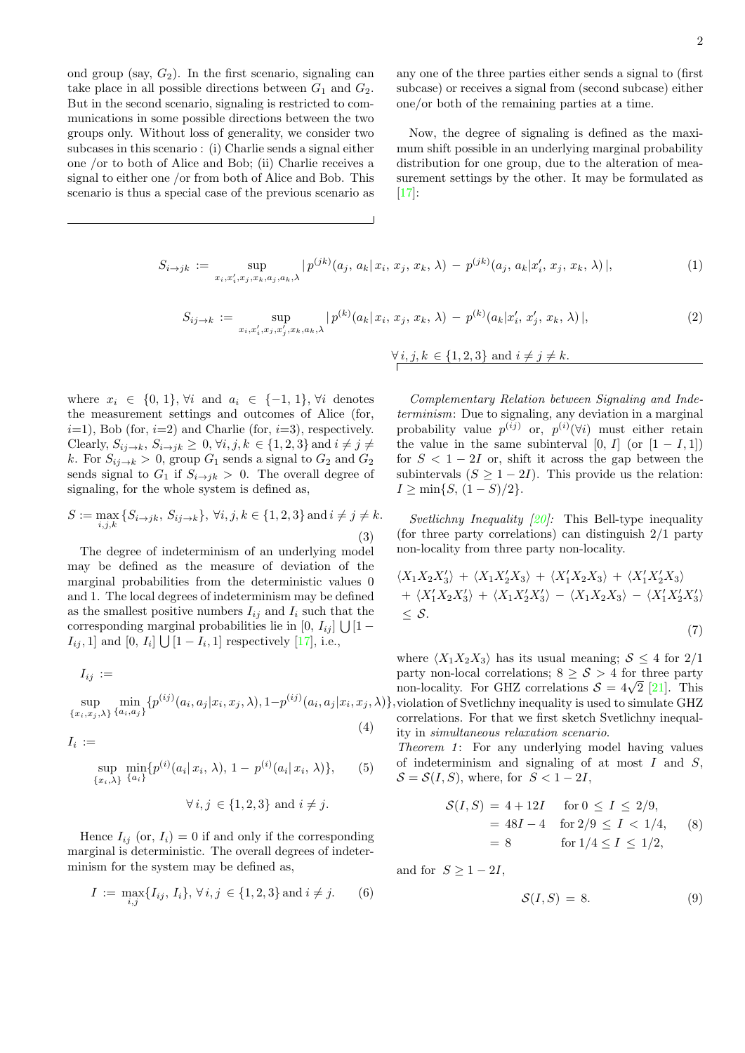ond group (say, $G_2$). In the first scenario, signaling can take place in all possible directions between $G_1$ and $G_2$. But in the second scenario, signaling is restricted to communications in some possible directions between the two groups only. Without loss of generality, we consider two subcases in this scenario : (i) Charlie sends a signal either one /or to both of Alice and Bob; (ii) Charlie receives a signal to either one /or from both of Alice and Bob. This scenario is thus a special case of the previous scenario as any one of the three parties either sends a signal to (first subcase) or receives a signal from (second subcase) either one/or both of the remaining parties at a time.

Now, the degree of signaling is defined as the maximum shift possible in an underlying marginal probability distribution for one group, due to the alteration of measurement settings by the other. It may be formulated as [17]:

$$S_{i\to jk} := \sup_{x_i, x_i', x_j, x_k, a_j, a_k, \lambda} |\, p^{(jk)}(a_j,\, a_k|\, x_i,\, x_j,\, x_k,\, \lambda) \,-\, p^{(jk)}(a_j,\, a_k|x_i',\, x_j,\, x_k,\, \lambda)\,|, \tag{1}$$

$$S_{ij\to k} := \sup_{x_i, x_i', x_j, x_j', x_k, a_k, \lambda} |\, p^{(k)}(a_k|\, x_i,\, x_j,\, x_k,\, \lambda) \,-\, p^{(k)}(a_k|x_i',\, x_j',\, x_k,\, \lambda)\,|, \tag{2}$$

$$\forall\, i, j, k \in \{1, 2, 3\} \text{ and } i \neq j \neq k.$$

where $x_i \in \{0, 1\}, \forall i$ and $a_i \in \{-1, 1\}, \forall i$ denotes the measurement settings and outcomes of Alice (for, $i$=1), Bob (for, $i$=2) and Charlie (for, $i$=3), respectively. Clearly, $S_{ij\to k}, S_{i\to jk} \geq 0, \forall i, j, k \in \{1, 2, 3\}$ and $i \neq j \neq k$. For $S_{ij\to k} > 0$, group $G_1$ sends a signal to $G_2$ and $G_2$ sends signal to $G_1$ if $S_{i\to jk} > 0$. The overall degree of signaling, for the whole system is defined as,

$$S := \max_{i,j,k} \{S_{i\to jk},\, S_{ij\to k}\},\ \forall i, j, k \in \{1, 2, 3\} \text{ and } i \neq j \neq k. \tag{3}$$

The degree of indeterminism of an underlying model may be defined as the measure of deviation of the marginal probabilities from the deterministic values 0 and 1. The local degrees of indeterminism may be defined as the smallest positive numbers $I_{ij}$ and $I_i$ such that the corresponding marginal probabilities lie in $[0,\, I_{ij}] \bigcup [1 - I_{ij}, 1]$ and $[0,\, I_i] \bigcup [1 - I_i, 1]$ respectively [17], i.e.,

$$I_{ij} := \sup_{\{x_i, x_j, \lambda\}} \min_{\{a_i, a_j\}} \{p^{(ij)}(a_i, a_j|x_i, x_j, \lambda), 1 - p^{(ij)}(a_i, a_j|x_i, x_j, \lambda)\}, \tag{4}$$

$$I_i := \sup_{\{x_i, \lambda\}} \min_{\{a_i\}} \{p^{(i)}(a_i|\, x_i,\, \lambda),\, 1 - p^{(i)}(a_i|\, x_i,\, \lambda)\}, \tag{5}$$

$$\forall\, i, j \in \{1, 2, 3\} \text{ and } i \neq j.$$

Hence $I_{ij}$ (or, $I_i$) $= 0$ if and only if the corresponding marginal is deterministic. The overall degrees of indeterminism for the system may be defined as,

$$I := \max_{i,j} \{I_{ij},\, I_i\},\ \forall\, i, j \in \{1, 2, 3\} \text{ and } i \neq j. \tag{6}$$

*Complementary Relation between Signaling and Indeterminism*: Due to signaling, any deviation in a marginal probability value $p^{(ij)}$ or, $p^{(i)}(\forall i)$ must either retain the value in the same subinterval $[0,\, I]$ (or $[1 - I, 1]$) for $S < 1 - 2I$ or, shift it across the gap between the subintervals $(S \geq 1 - 2I)$. This provide us the relation: $I \geq \min\{S,\, (1 - S)/2\}$.

*Svetlichny Inequality [20]:* This Bell-type inequality (for three party correlations) can distinguish 2/1 party non-locality from three party non-locality.

$$\begin{aligned}
&\langle X_1 X_2 X_3' \rangle \,+\, \langle X_1 X_2' X_3 \rangle \,+\, \langle X_1' X_2 X_3 \rangle \,+\, \langle X_1' X_2' X_3 \rangle \\
&+\, \langle X_1' X_2 X_3' \rangle \,+\, \langle X_1 X_2' X_3' \rangle \,-\, \langle X_1 X_2 X_3 \rangle \,-\, \langle X_1' X_2' X_3' \rangle \\
&\leq \mathcal{S}.
\end{aligned} \tag{7}$$

where $\langle X_1 X_2 X_3 \rangle$ has its usual meaning; $\mathcal{S} \leq 4$ for 2/1 party non-local correlations; $8 \geq \mathcal{S} > 4$ for three party non-locality. For GHZ correlations $\mathcal{S} = 4\sqrt{2}$ [21]. This violation of Svetlichny inequality is used to simulate GHZ correlations. For that we first sketch Svetlichny inequality in *simultaneous relaxation scenario*.

*Theorem 1*: For any underlying model having values of indeterminism and signaling of at most $I$ and $S$, $\mathcal{S} = \mathcal{S}(I, S)$, where, for $S < 1 - 2I$,

$$\begin{aligned}
\mathcal{S}(I, S) &= 4 + 12I \quad \text{ for } 0 \leq I \leq 2/9, \\
&= 48I - 4 \quad \text{ for } 2/9 \leq I < 1/4, \\
&= 8 \qquad\quad\ \text{ for } 1/4 \leq I \leq 1/2,
\end{aligned} \tag{8}$$

and for $S \geq 1 - 2I$,

$$\mathcal{S}(I, S) = 8. \tag{9}$$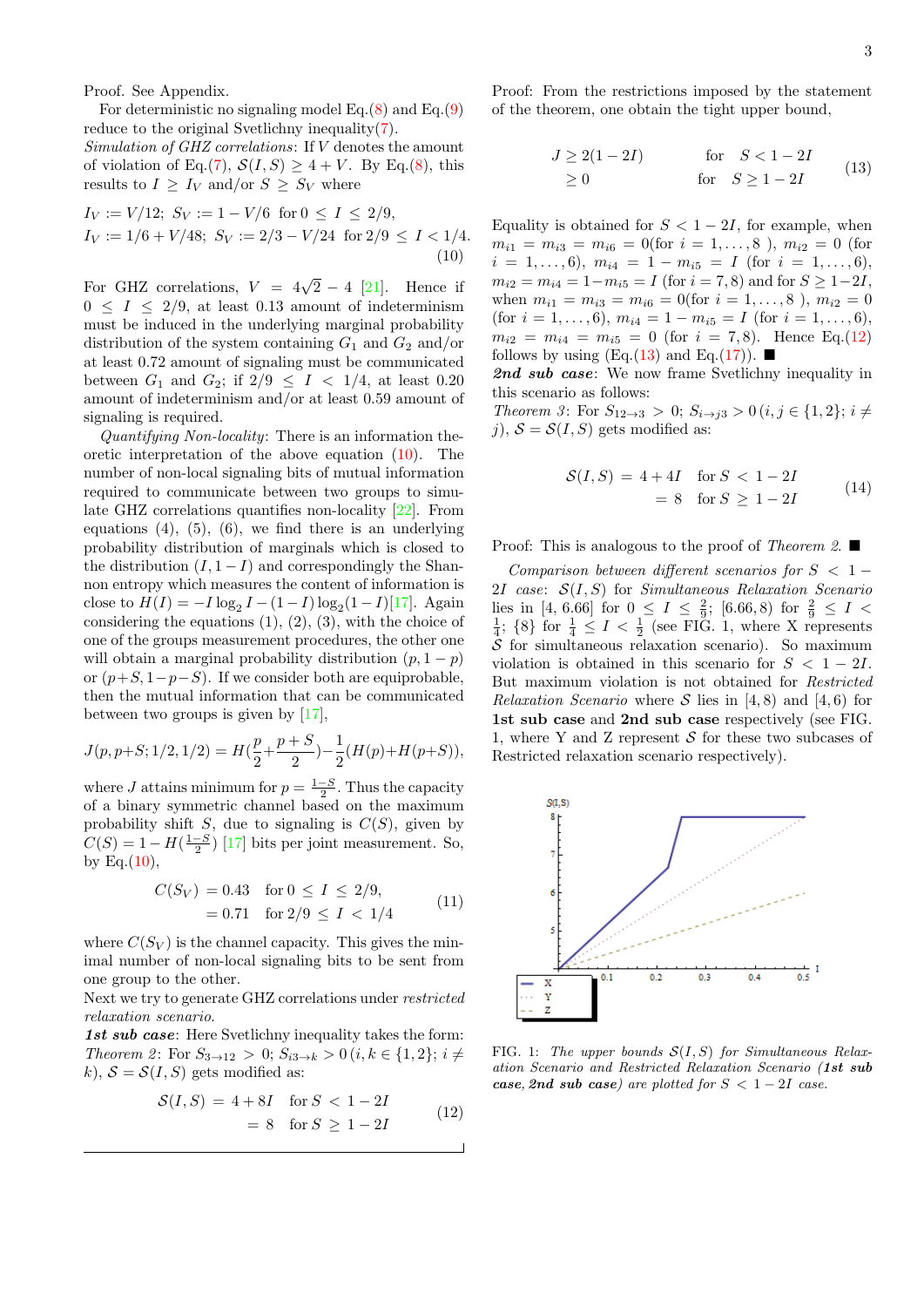Proof. See Appendix.

For deterministic no signaling model Eq.(8) and Eq.(9) reduce to the original Svetlichny inequality(7).

*Simulation of GHZ correlations*: If $V$ denotes the amount of violation of Eq.(7), $\mathcal{S}(I,S) \geq 4+V$. By Eq.(8), this results to $I \geq I_V$ and/or $S \geq S_V$ where

$$
\begin{aligned}
I_V &:= V/12;\ S_V := 1 - V/6 \ \text{ for } 0 \leq I \leq 2/9,\\
I_V &:= 1/6 + V/48;\ S_V := 2/3 - V/24 \ \text{ for } 2/9 \leq I < 1/4.
\end{aligned} \tag{10}
$$

For GHZ correlations, $V = 4\sqrt{2} - 4$ [21]. Hence if $0 \leq I \leq 2/9$, at least 0.13 amount of indeterminism must be induced in the underlying marginal probability distribution of the system containing $G_1$ and $G_2$ and/or at least 0.72 amount of signaling must be communicated between $G_1$ and $G_2$; if $2/9 \leq I < 1/4$, at least 0.20 amount of indeterminism and/or at least 0.59 amount of signaling is required.

*Quantifying Non-locality*: There is an information theoretic interpretation of the above equation (10). The number of non-local signaling bits of mutual information required to communicate between two groups to simulate GHZ correlations quantifies non-locality [22]. From equations (4), (5), (6), we find there is an underlying probability distribution of marginals which is closed to the distribution $(I, 1-I)$ and correspondingly the Shannon entropy which measures the content of information is close to $H(I) = -I\log_2 I - (1-I)\log_2(1-I)$[17]. Again considering the equations (1), (2), (3), with the choice of one of the groups measurement procedures, the other one will obtain a marginal probability distribution $(p, 1-p)$ or $(p+S, 1-p-S)$. If we consider both are equiprobable, then the mutual information that can be communicated between two groups is given by [17],

$$J(p,p+S;1/2,1/2) = H\left(\frac{p}{2}+\frac{p+S}{2}\right) - \frac{1}{2}(H(p)+H(p+S)),$$

where $J$ attains minimum for $p = \frac{1-S}{2}$. Thus the capacity of a binary symmetric channel based on the maximum probability shift $S$, due to signaling is $C(S)$, given by $C(S) = 1 - H(\frac{1-S}{2})$ [17] bits per joint measurement. So, by Eq.(10),

$$
\begin{aligned}
C(S_V) &= 0.43 \quad \text{for } 0 \leq I \leq 2/9,\\
&= 0.71 \quad \text{for } 2/9 \leq I < 1/4
\end{aligned} \tag{11}
$$

where $C(S_V)$ is the channel capacity. This gives the minimal number of non-local signaling bits to be sent from one group to the other.

Next we try to generate GHZ correlations under *restricted relaxation scenario*.

***1st sub case***: Here Svetlichny inequality takes the form:

*Theorem 2*: For $S_{3\to12} > 0$; $S_{i3\to k} > 0\,(i,k \in \{1,2\};\, i \neq k)$, $\mathcal{S} = \mathcal{S}(I,S)$ gets modified as:

$$
\begin{aligned}
\mathcal{S}(I,S) &= 4+8I \quad \text{for } S < 1-2I\\
&= 8 \quad \text{for } S \geq 1-2I
\end{aligned} \tag{12}
$$

Proof: From the restrictions imposed by the statement of the theorem, one obtain the tight upper bound,

$$
\begin{aligned}
J &\geq 2(1-2I) \qquad \text{for} \quad S < 1-2I\\
&\geq 0 \qquad \text{for} \quad S \geq 1-2I
\end{aligned} \tag{13}
$$

Equality is obtained for $S < 1-2I$, for example, when $m_{i1} = m_{i3} = m_{i6} = 0$(for $i = 1,\dots,8$ ), $m_{i2} = 0$ (for $i = 1,\dots,6$), $m_{i4} = 1 - m_{i5} = I$ (for $i = 1,\dots,6$), $m_{i2} = m_{i4} = 1 - m_{i5} = I$ (for $i = 7,8$) and for $S \geq 1-2I$, when $m_{i1} = m_{i3} = m_{i6} = 0$(for $i = 1,\dots,8$ ), $m_{i2} = 0$ (for $i = 1,\dots,6$), $m_{i4} = 1 - m_{i5} = I$ (for $i = 1,\dots,6$), $m_{i2} = m_{i4} = m_{i5} = 0$ (for $i = 7,8$). Hence Eq.(12) follows by using (Eq.(13) and Eq.(17)). ■

***2nd sub case***: We now frame Svetlichny inequality in this scenario as follows:

*Theorem 3*: For $S_{12\to3} > 0$; $S_{i\to j3} > 0\,(i,j \in \{1,2\};\, i \neq j)$, $\mathcal{S} = \mathcal{S}(I,S)$ gets modified as:

$$
\begin{aligned}
\mathcal{S}(I,S) &= 4+4I \quad \text{for } S < 1-2I\\
&= 8 \quad \text{for } S \geq 1-2I
\end{aligned} \tag{14}
$$

Proof: This is analogous to the proof of *Theorem 2*. ■

*Comparison between different scenarios for $S < 1-2I$ case*: $\mathcal{S}(I,S)$ for *Simultaneous Relaxation Scenario* lies in $[4, 6.66]$ for $0 \leq I \leq \frac{2}{9}$; $[6.66, 8)$ for $\frac{2}{9} \leq I < \frac{1}{4}$; $\{8\}$ for $\frac{1}{4} \leq I < \frac{1}{2}$ (see FIG. 1, where X represents $\mathcal{S}$ for simultaneous relaxation scenario). So maximum violation is obtained in this scenario for $S < 1-2I$. But maximum violation is not obtained for *Restricted Relaxation Scenario* where $\mathcal{S}$ lies in $[4, 8)$ and $[4, 6)$ for **1st sub case** and **2nd sub case** respectively (see FIG. 1, where Y and Z represent $\mathcal{S}$ for these two subcases of Restricted relaxation scenario respectively).

FIG. 1: *The upper bounds $\mathcal{S}(I,S)$ for Simultaneous Relaxation Scenario and Restricted Relaxation Scenario (**1st sub case, 2nd sub case**) are plotted for $S < 1-2I$ case.*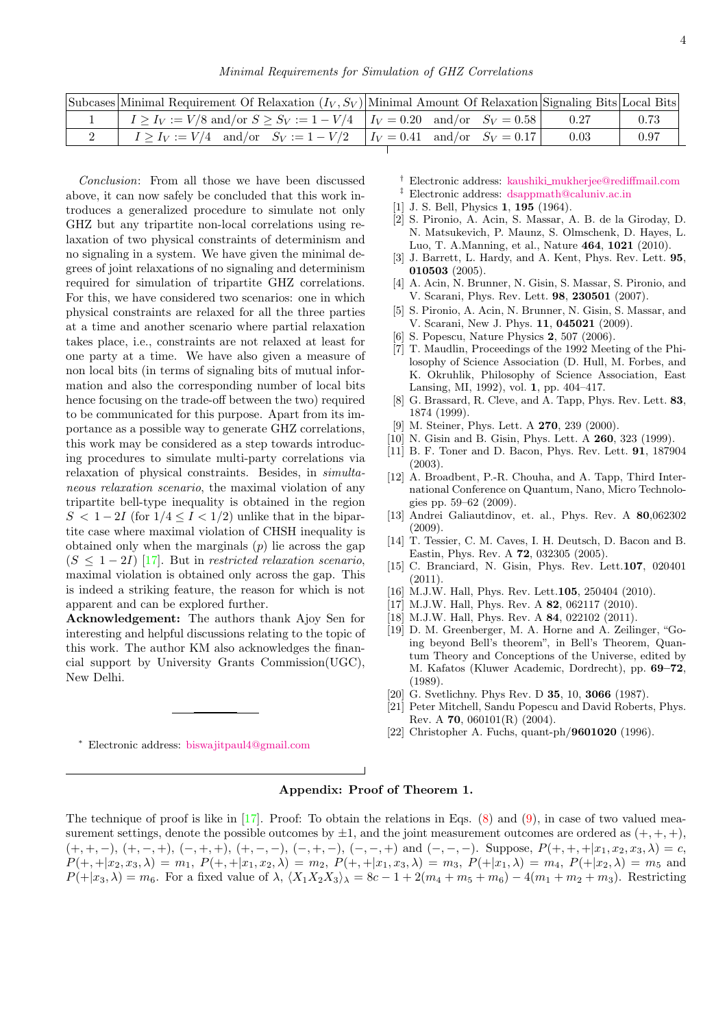*Minimal Requirements for Simulation of GHZ Correlations*

| Subcases | Minimal Requirement Of Relaxation $(I_V, S_V)$ | Minimal Amount Of Relaxation | Signaling Bits | Local Bits |
|---|---|---|---|---|
| 1 | $I \geq I_V := V/8$ and/or $S \geq S_V := 1 - V/4$ | $I_V = 0.20$ and/or $S_V = 0.58$ | 0.27 | 0.73 |
| 2 | $I \geq I_V := V/4$ and/or $S_V := 1 - V/2$ | $I_V = 0.41$ and/or $S_V = 0.17$ | 0.03 | 0.97 |

*Conclusion*: From all those we have been discussed above, it can now safely be concluded that this work introduces a generalized procedure to simulate not only GHZ but any tripartite non-local correlations using relaxation of two physical constraints of determinism and no signaling in a system. We have given the minimal degrees of joint relaxations of no signaling and determinism required for simulation of tripartite GHZ correlations. For this, we have considered two scenarios: one in which physical constraints are relaxed for all the three parties at a time and another scenario where partial relaxation takes place, i.e., constraints are not relaxed at least for one party at a time. We have also given a measure of non local bits (in terms of signaling bits of mutual information and also the corresponding number of local bits hence focusing on the trade-off between the two) required to be communicated for this purpose. Apart from its importance as a possible way to generate GHZ correlations, this work may be considered as a step towards introducing procedures to simulate multi-party correlations via relaxation of physical constraints. Besides, in *simultaneous relaxation scenario*, the maximal violation of any tripartite bell-type inequality is obtained in the region $S < 1 - 2I$ (for $1/4 \leq I < 1/2$) unlike that in the bipartite case where maximal violation of CHSH inequality is obtained only when the marginals ($p$) lie across the gap ($S \leq 1 - 2I$) [17]. But in *restricted relaxation scenario*, maximal violation is obtained only across the gap. This is indeed a striking feature, the reason for which is not apparent and can be explored further.

**Acknowledgement:** The authors thank Ajoy Sen for interesting and helpful discussions relating to the topic of this work. The author KM also acknowledges the financial support by University Grants Commission(UGC), New Delhi.

* Electronic address: biswajitpaul4@gmail.com

† Electronic address: kaushiki_mukherjee@rediffmail.com

‡ Electronic address: dsappmath@caluniv.ac.in

[1] J. S. Bell, Physics **1**, **195** (1964).

[2] S. Pironio, A. Acin, S. Massar, A. B. de la Giroday, D. N. Matsukevich, P. Maunz, S. Olmschenk, D. Hayes, L. Luo, T. A.Manning, et al., Nature **464**, **1021** (2010).

[3] J. Barrett, L. Hardy, and A. Kent, Phys. Rev. Lett. **95**, **010503** (2005).

[4] A. Acin, N. Brunner, N. Gisin, S. Massar, S. Pironio, and V. Scarani, Phys. Rev. Lett. **98**, **230501** (2007).

[5] S. Pironio, A. Acin, N. Brunner, N. Gisin, S. Massar, and V. Scarani, New J. Phys. **11**, **045021** (2009).

[6] S. Popescu, Nature Physics **2**, 507 (2006).

[7] T. Maudlin, Proceedings of the 1992 Meeting of the Philosophy of Science Association (D. Hull, M. Forbes, and K. Okruhlik, Philosophy of Science Association, East Lansing, MI, 1992), vol. **1**, pp. 404–417.

[8] G. Brassard, R. Cleve, and A. Tapp, Phys. Rev. Lett. **83**, 1874 (1999).

[9] M. Steiner, Phys. Lett. A **270**, 239 (2000).

[10] N. Gisin and B. Gisin, Phys. Lett. A **260**, 323 (1999).

[11] B. F. Toner and D. Bacon, Phys. Rev. Lett. **91**, 187904 (2003).

[12] A. Broadbent, P.-R. Chouha, and A. Tapp, Third International Conference on Quantum, Nano, Micro Technologies pp. 59–62 (2009).

[13] Andrei Galiautdinov, et. al., Phys. Rev. A **80**,062302 (2009).

[14] T. Tessier, C. M. Caves, I. H. Deutsch, D. Bacon and B. Eastin, Phys. Rev. A **72**, 032305 (2005).

[15] C. Branciard, N. Gisin, Phys. Rev. Lett.**107**, 020401 (2011).

[16] M.J.W. Hall, Phys. Rev. Lett.**105**, 250404 (2010).

[17] M.J.W. Hall, Phys. Rev. A **82**, 062117 (2010).

[18] M.J.W. Hall, Phys. Rev. A **84**, 022102 (2011).

[19] D. M. Greenberger, M. A. Horne and A. Zeilinger, "Going beyond Bell's theorem", in Bell's Theorem, Quantum Theory and Conceptions of the Universe, edited by M. Kafatos (Kluwer Academic, Dordrecht), pp. **69–72**, (1989).

[20] G. Svetlichny. Phys Rev. D **35**, 10, **3066** (1987).

[21] Peter Mitchell, Sandu Popescu and David Roberts, Phys. Rev. A **70**, 060101(R) (2004).

[22] Christopher A. Fuchs, quant-ph/**9601020** (1996).

## Appendix: Proof of Theorem 1.

The technique of proof is like in [17]. Proof: To obtain the relations in Eqs. (8) and (9), in case of two valued measurement settings, denote the possible outcomes by $\pm 1$, and the joint measurement outcomes are ordered as $(+,+,+)$, $(+,+,-)$, $(+,-,+)$, $(-,+,+)$, $(+,-,-)$, $(-,+,-)$, $(-,-,+)$ and $(-,-,-)$. Suppose, $P(+,+,+|x_1,x_2,x_3,\lambda) = c$, $P(+,+|x_2,x_3,\lambda) = m_1$, $P(+,+|x_1,x_2,\lambda) = m_2$, $P(+,+|x_1,x_3,\lambda) = m_3$, $P(+|x_1,\lambda) = m_4$, $P(+|x_2,\lambda) = m_5$ and $P(+|x_3,\lambda) = m_6$. For a fixed value of $\lambda$, $\langle X_1X_2X_3\rangle_\lambda = 8c - 1 + 2(m_4 + m_5 + m_6) - 4(m_1 + m_2 + m_3)$. Restricting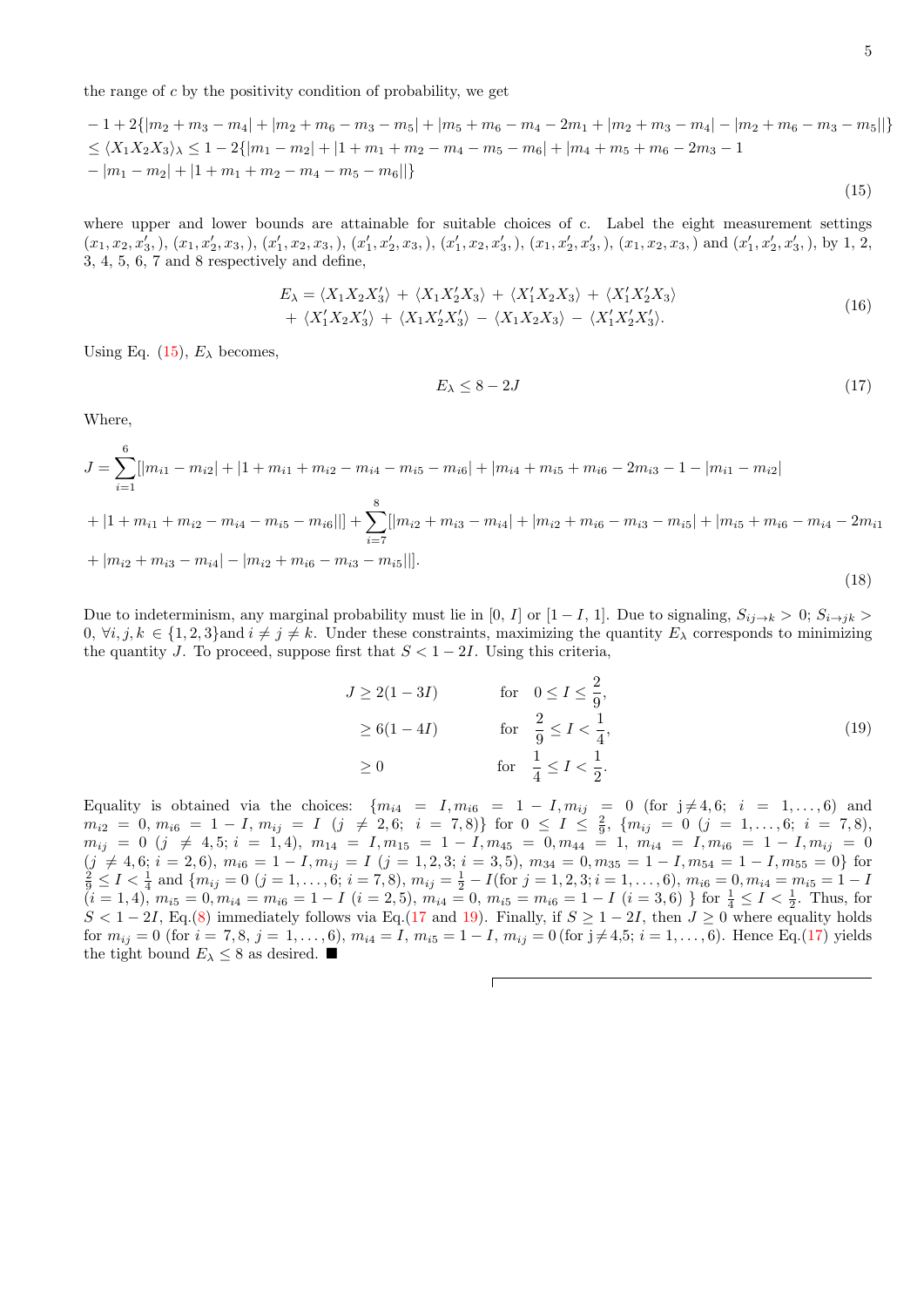the range of $c$ by the positivity condition of probability, we get

$$
\begin{aligned}
&-1+2\{|m_2+m_3-m_4|+|m_2+m_6-m_3-m_5|+|m_5+m_6-m_4-2m_1+|m_2+m_3-m_4|-|m_2+m_6-m_3-m_5||\}\\
&\leq \langle X_1X_2X_3\rangle_\lambda \leq 1-2\{|m_1-m_2|+|1+m_1+m_2-m_4-m_5-m_6|+|m_4+m_5+m_6-2m_3-1\\
&-|m_1-m_2|+|1+m_1+m_2-m_4-m_5-m_6||\}
\end{aligned}
\tag{15}
$$

where upper and lower bounds are attainable for suitable choices of c. Label the eight measurement settings $(x_1,x_2,x_3',)$, $(x_1,x_2',x_3,)$, $(x_1',x_2,x_3,)$, $(x_1',x_2',x_3,)$, $(x_1',x_2,x_3',)$, $(x_1,x_2',x_3',)$, $(x_1,x_2,x_3,)$ and $(x_1',x_2',x_3',)$, by 1, 2, 3, 4, 5, 6, 7 and 8 respectively and define,

$$
\begin{aligned}
E_\lambda &= \langle X_1X_2X_3'\rangle + \langle X_1X_2'X_3\rangle + \langle X_1'X_2X_3\rangle + \langle X_1'X_2'X_3\rangle\\
&+ \langle X_1'X_2X_3'\rangle + \langle X_1X_2'X_3'\rangle - \langle X_1X_2X_3\rangle - \langle X_1'X_2'X_3'\rangle.
\end{aligned}
\tag{16}
$$

Using Eq. (15), $E_\lambda$ becomes,

$$
E_\lambda \leq 8-2J \tag{17}
$$

Where,

$$
\begin{aligned}
J=&\sum_{i=1}^{6}[|m_{i1}-m_{i2}|+|1+m_{i1}+m_{i2}-m_{i4}-m_{i5}-m_{i6}|+|m_{i4}+m_{i5}+m_{i6}-2m_{i3}-1-|m_{i1}-m_{i2}|\\
&+|1+m_{i1}+m_{i2}-m_{i4}-m_{i5}-m_{i6}||]+\sum_{i=7}^{8}[|m_{i2}+m_{i3}-m_{i4}|+|m_{i2}+m_{i6}-m_{i3}-m_{i5}|+|m_{i5}+m_{i6}-m_{i4}-2m_{i1}\\
&+|m_{i2}+m_{i3}-m_{i4}|-|m_{i2}+m_{i6}-m_{i3}-m_{i5}||].
\end{aligned}
\tag{18}
$$

Due to indeterminism, any marginal probability must lie in $[0, I]$ or $[1-I, 1]$. Due to signaling, $S_{ij\rightarrow k}>0$; $S_{i\rightarrow jk}>0$, $\forall i,j,k\in\{1,2,3\}$and $i\neq j\neq k$. Under these constraints, maximizing the quantity $E_\lambda$ corresponds to minimizing the quantity $J$. To proceed, suppose first that $S<1-2I$. Using this criteria,

$$
\begin{aligned}
J &\geq 2(1-3I) \qquad\text{for}\quad 0\leq I\leq \frac{2}{9},\\
&\geq 6(1-4I) \qquad\text{for}\quad \frac{2}{9}\leq I<\frac{1}{4},\\
&\geq 0 \qquad\qquad\ \ \text{for}\quad \frac{1}{4}\leq I<\frac{1}{2}.
\end{aligned}
\tag{19}
$$

Equality is obtained via the choices: $\{m_{i4}=I, m_{i6}=1-I, m_{ij}=0$ (for $j\neq 4,6;\ i=1,\ldots,6$) and $m_{i2}=0$, $m_{i6}=1-I$, $m_{ij}=I$ ($j\neq 2,6;\ i=7,8$)$\}$ for $0\leq I\leq\frac{2}{9}$, $\{m_{ij}=0$ ($j=1,\ldots,6;\ i=7,8$), $m_{ij}=0$ ($j\neq 4,5; i=1,4$), $m_{14}=I, m_{15}=1-I, m_{45}=0, m_{44}=1$, $m_{i4}=I, m_{i6}=1-I, m_{ij}=0$ ($j\neq 4,6;\ i=2,6$), $m_{i6}=1-I, m_{ij}=I$ ($j=1,2,3;\ i=3,5$), $m_{34}=0, m_{35}=1-I, m_{54}=1-I, m_{55}=0\}$ for $\frac{2}{9}\leq I<\frac{1}{4}$ and $\{m_{ij}=0$ ($j=1,\ldots,6; i=7,8$), $m_{ij}=\frac{1}{2}-I$(for $j=1,2,3; i=1,\ldots,6$), $m_{i6}=0, m_{i4}=m_{i5}=1-I$ ($i=1,4$), $m_{i5}=0, m_{i4}=m_{i6}=1-I$ ($i=2,5$), $m_{i4}=0$, $m_{i5}=m_{i6}=1-I$ ($i=3,6$) $\}$ for $\frac{1}{4}\leq I<\frac{1}{2}$. Thus, for $S<1-2I$, Eq.(8) immediately follows via Eq.(17 and 19). Finally, if $S\geq 1-2I$, then $J\geq 0$ where equality holds for $m_{ij}=0$ (for $i=7,8$, $j=1,\ldots,6$), $m_{i4}=I$, $m_{i5}=1-I$, $m_{ij}=0$ (for $j\neq 4,5$; $i=1,\ldots,6$). Hence Eq.(17) yields the tight bound $E_\lambda\leq 8$ as desired. ■